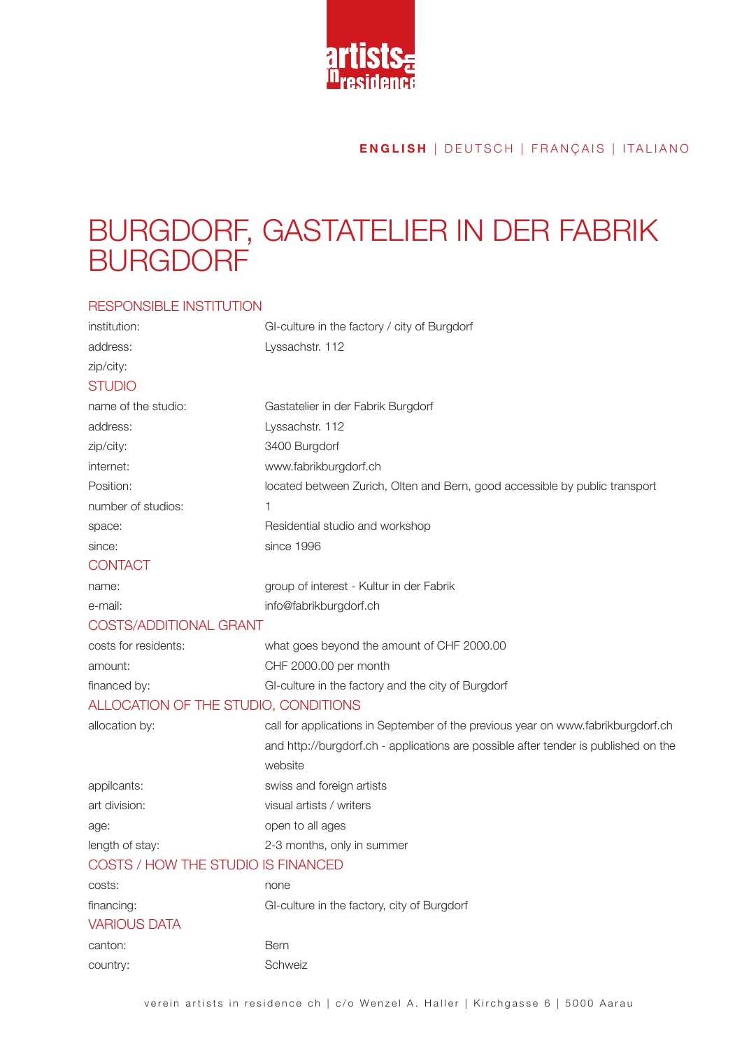**ENGLISH** | DEUTSCH | FRANÇAIS | ITALIANO

# BURGDORF, GASTATELIER IN DER FABRIK BURGDORF

## RESPONSIBLE INSTITUTION

| | |
|---|---|
| institution: | GI-culture in the factory / city of Burgdorf |
| address: | Lyssachstr. 112 |
| zip/city: | |

## STUDIO

| | |
|---|---|
| name of the studio: | Gastatelier in der Fabrik Burgdorf |
| address: | Lyssachstr. 112 |
| zip/city: | 3400 Burgdorf |
| internet: | www.fabrikburgdorf.ch |
| Position: | located between Zurich, Olten and Bern, good accessible by public transport |
| number of studios: | 1 |
| space: | Residential studio and workshop |
| since: | since 1996 |

## CONTACT

| | |
|---|---|
| name: | group of interest - Kultur in der Fabrik |
| e-mail: | info@fabrikburgdorf.ch |

## COSTS/ADDITIONAL GRANT

| | |
|---|---|
| costs for residents: | what goes beyond the amount of CHF 2000.00 |
| amount: | CHF 2000.00 per month |
| financed by: | GI-culture in the factory and the city of Burgdorf |

## ALLOCATION OF THE STUDIO, CONDITIONS

| | |
|---|---|
| allocation by: | call for applications in September of the previous year on www.fabrikburgdorf.ch and http://burgdorf.ch - applications are possible after tender is published on the website |
| appilcants: | swiss and foreign artists |
| art division: | visual artists / writers |
| age: | open to all ages |
| length of stay: | 2-3 months, only in summer |

## COSTS / HOW THE STUDIO IS FINANCED

| | |
|---|---|
| costs: | none |
| financing: | GI-culture in the factory, city of Burgdorf |

## VARIOUS DATA

| | |
|---|---|
| canton: | Bern |
| country: | Schweiz |

verein artists in residence ch | c/o Wenzel A. Haller | Kirchgasse 6 | 5000 Aarau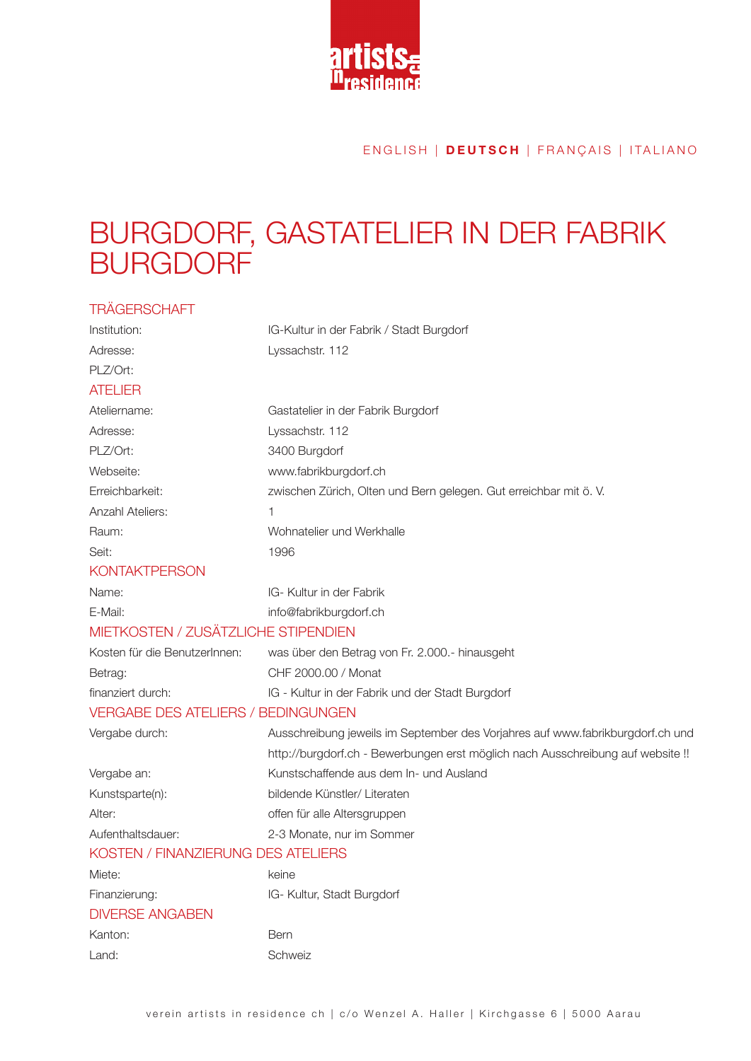ENGLISH | **DEUTSCH** | FRANÇAIS | ITALIANO

# BURGDORF, GASTATELIER IN DER FABRIK BURGDORF

## TRÄGERSCHAFT

| | |
|---|---|
| Institution: | IG-Kultur in der Fabrik / Stadt Burgdorf |
| Adresse: | Lyssachstr. 112 |
| PLZ/Ort: | |

## ATELIER

| | |
|---|---|
| Ateliername: | Gastatelier in der Fabrik Burgdorf |
| Adresse: | Lyssachstr. 112 |
| PLZ/Ort: | 3400 Burgdorf |
| Webseite: | www.fabrikburgdorf.ch |
| Erreichbarkeit: | zwischen Zürich, Olten und Bern gelegen. Gut erreichbar mit ö. V. |
| Anzahl Ateliers: | 1 |
| Raum: | Wohnatelier und Werkhalle |
| Seit: | 1996 |

## KONTAKTPERSON

| | |
|---|---|
| Name: | IG- Kultur in der Fabrik |
| E-Mail: | info@fabrikburgdorf.ch |

## MIETKOSTEN / ZUSÄTZLICHE STIPENDIEN

| | |
|---|---|
| Kosten für die BenutzerInnen: | was über den Betrag von Fr. 2.000.- hinausgeht |
| Betrag: | CHF 2000.00 / Monat |
| finanziert durch: | IG - Kultur in der Fabrik und der Stadt Burgdorf |

## VERGABE DES ATELIERS / BEDINGUNGEN

| | |
|---|---|
| Vergabe durch: | Ausschreibung jeweils im September des Vorjahres auf www.fabrikburgdorf.ch und http://burgdorf.ch - Bewerbungen erst möglich nach Ausschreibung auf website !! |
| Vergabe an: | Kunstschaffende aus dem In- und Ausland |
| Kunstsparte(n): | bildende Künstler/ Literaten |
| Alter: | offen für alle Altersgruppen |
| Aufenthaltsdauer: | 2-3 Monate, nur im Sommer |

## KOSTEN / FINANZIERUNG DES ATELIERS

| | |
|---|---|
| Miete: | keine |
| Finanzierung: | IG- Kultur, Stadt Burgdorf |

## DIVERSE ANGABEN

| | |
|---|---|
| Kanton: | Bern |
| Land: | Schweiz |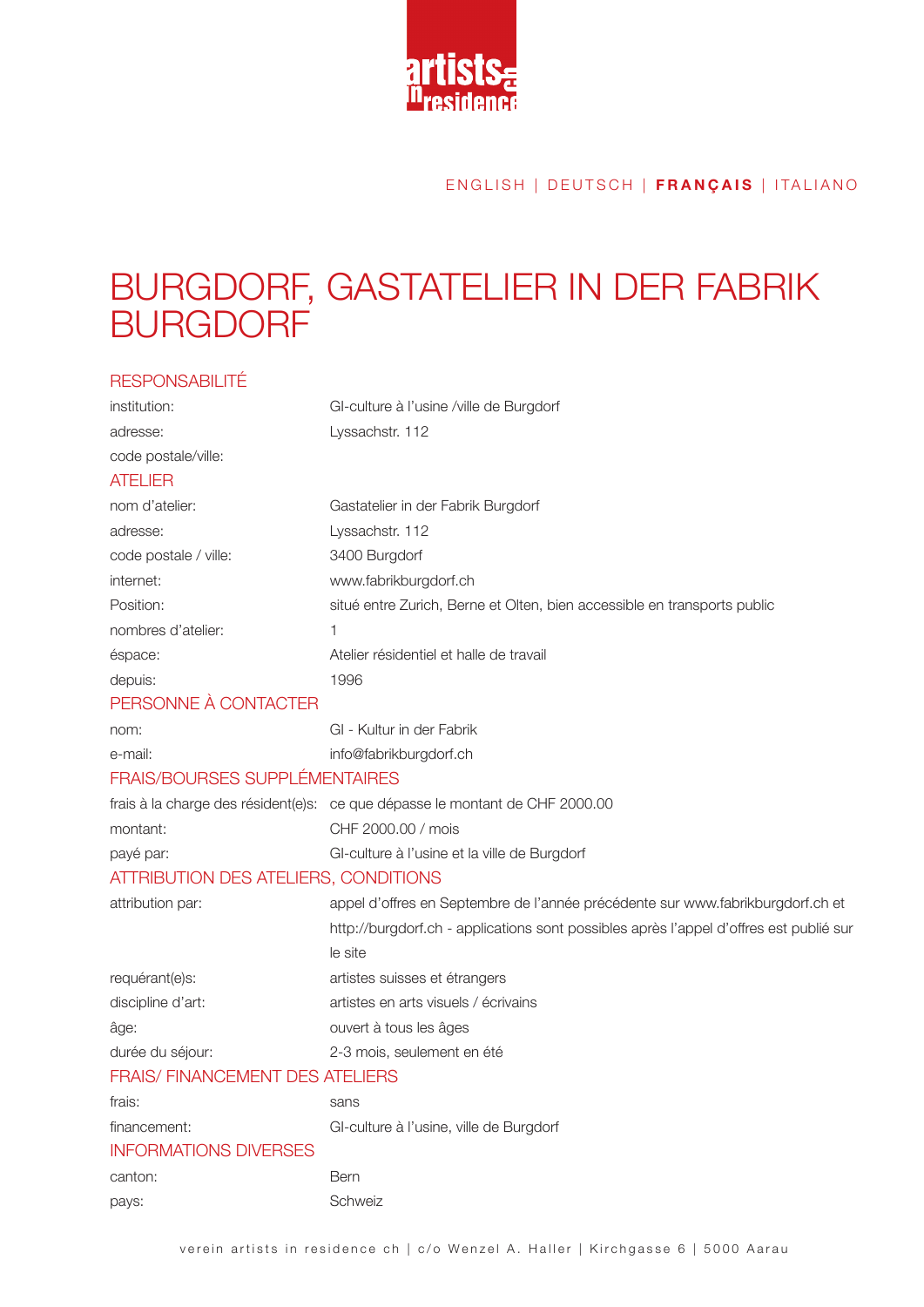ENGLISH | DEUTSCH | **FRANÇAIS** | ITALIANO

# BURGDORF, GASTATELIER IN DER FABRIK BURGDORF

## RESPONSABILITÉ

| | |
|---|---|
| institution: | GI-culture à l'usine /ville de Burgdorf |
| adresse: | Lyssachstr. 112 |
| code postale/ville: | |

## ATELIER

| | |
|---|---|
| nom d'atelier: | Gastatelier in der Fabrik Burgdorf |
| adresse: | Lyssachstr. 112 |
| code postale / ville: | 3400 Burgdorf |
| internet: | www.fabrikburgdorf.ch |
| Position: | situé entre Zurich, Berne et Olten, bien accessible en transports public |
| nombres d'atelier: | 1 |
| éspace: | Atelier résidentiel et halle de travail |
| depuis: | 1996 |

## PERSONNE À CONTACTER

| | |
|---|---|
| nom: | GI - Kultur in der Fabrik |
| e-mail: | info@fabrikburgdorf.ch |

## FRAIS/BOURSES SUPPLÉMENTAIRES

| | |
|---|---|
| frais à la charge des résident(e)s: | ce que dépasse le montant de CHF 2000.00 |
| montant: | CHF 2000.00 / mois |
| payé par: | GI-culture à l'usine et la ville de Burgdorf |

## ATTRIBUTION DES ATELIERS, CONDITIONS

| | |
|---|---|
| attribution par: | appel d'offres en Septembre de l'année précédente sur www.fabrikburgdorf.ch et http://burgdorf.ch - applications sont possibles après l'appel d'offres est publié sur le site |
| requérant(e)s: | artistes suisses et étrangers |
| discipline d'art: | artistes en arts visuels / écrivains |
| âge: | ouvert à tous les âges |
| durée du séjour: | 2-3 mois, seulement en été |

## FRAIS/ FINANCEMENT DES ATELIERS

| | |
|---|---|
| frais: | sans |
| financement: | GI-culture à l'usine, ville de Burgdorf |

## INFORMATIONS DIVERSES

| | |
|---|---|
| canton: | Bern |
| pays: | Schweiz |

verein artists in residence ch | c/o Wenzel A. Haller | Kirchgasse 6 | 5000 Aarau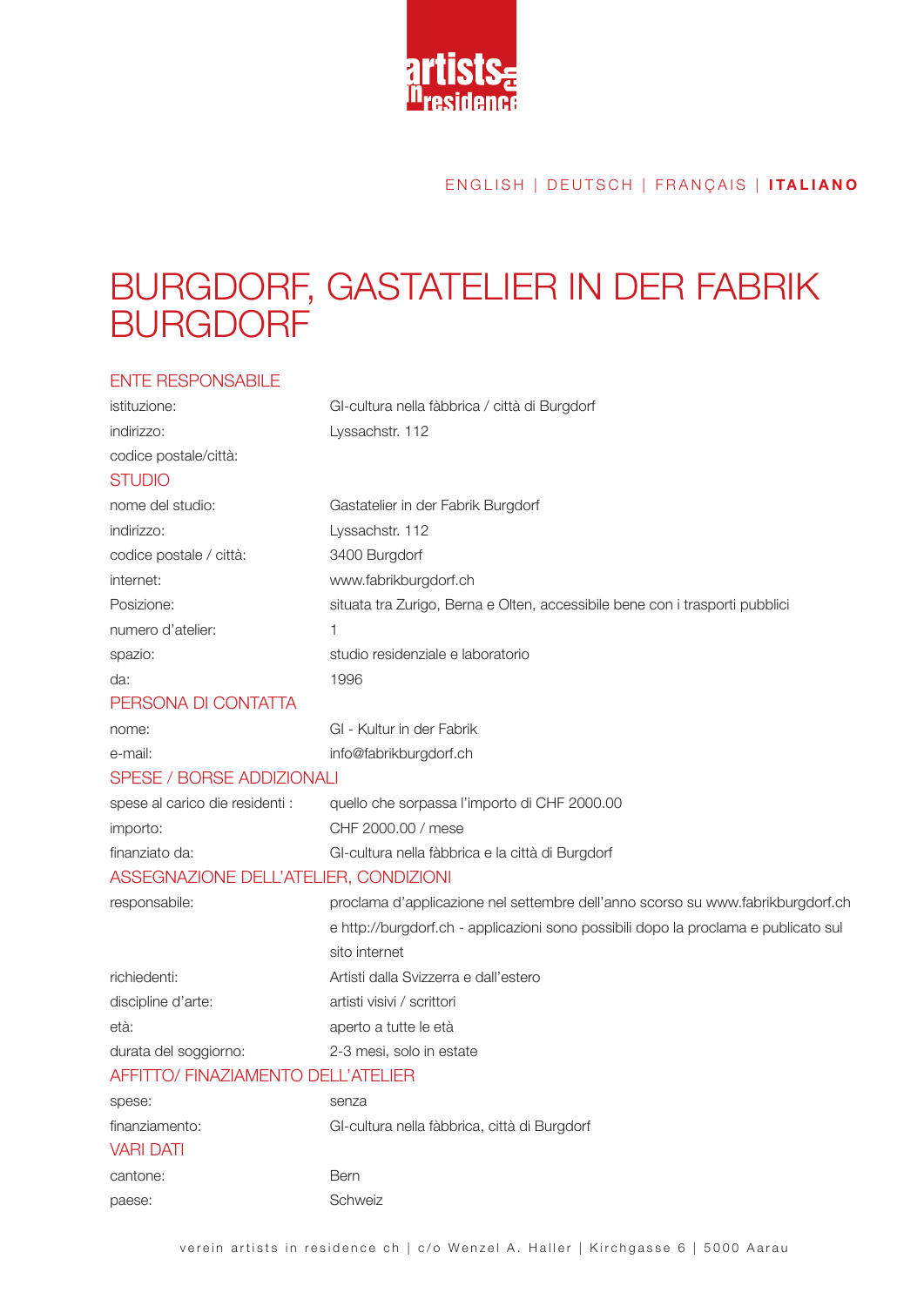ENGLISH | DEUTSCH | FRANÇAIS | **ITALIANO**

# BURGDORF, GASTATELIER IN DER FABRIK BURGDORF

## ENTE RESPONSABILE

| | |
|---|---|
| istituzione: | GI-cultura nella fàbbrica / città di Burgdorf |
| indirizzo: | Lyssachstr. 112 |
| codice postale/città: | |

## STUDIO

| | |
|---|---|
| nome del studio: | Gastatelier in der Fabrik Burgdorf |
| indirizzo: | Lyssachstr. 112 |
| codice postale / città: | 3400 Burgdorf |
| internet: | www.fabrikburgdorf.ch |
| Posizione: | situata tra Zurigo, Berna e Olten, accessibile bene con i trasporti pubblici |
| numero d'atelier: | 1 |
| spazio: | studio residenziale e laboratorio |
| da: | 1996 |

## PERSONA DI CONTATTA

| | |
|---|---|
| nome: | GI - Kultur in der Fabrik |
| e-mail: | info@fabrikburgdorf.ch |

## SPESE / BORSE ADDIZIONALI

| | |
|---|---|
| spese al carico die residenti : | quello che sorpassa l'importo di CHF 2000.00 |
| importo: | CHF 2000.00 / mese |
| finanziato da: | GI-cultura nella fàbbrica e la città di Burgdorf |

## ASSEGNAZIONE DELL'ATELIER, CONDIZIONI

| | |
|---|---|
| responsabile: | proclama d'applicazione nel settembre dell'anno scorso su www.fabrikburgdorf.ch e http://burgdorf.ch - applicazioni sono possibili dopo la proclama e publicato sul sito internet |
| richiedenti: | Artisti dalla Svizzerra e dall'estero |
| discipline d'arte: | artisti visivi / scrittori |
| età: | aperto a tutte le età |
| durata del soggiorno: | 2-3 mesi, solo in estate |

## AFFITTO/ FINAZIAMENTO DELL'ATELIER

| | |
|---|---|
| spese: | senza |
| finanziamento: | GI-cultura nella fàbbrica, città di Burgdorf |

## VARI DATI

| | |
|---|---|
| cantone: | Bern |
| paese: | Schweiz |

verein artists in residence ch | c/o Wenzel A. Haller | Kirchgasse 6 | 5000 Aarau